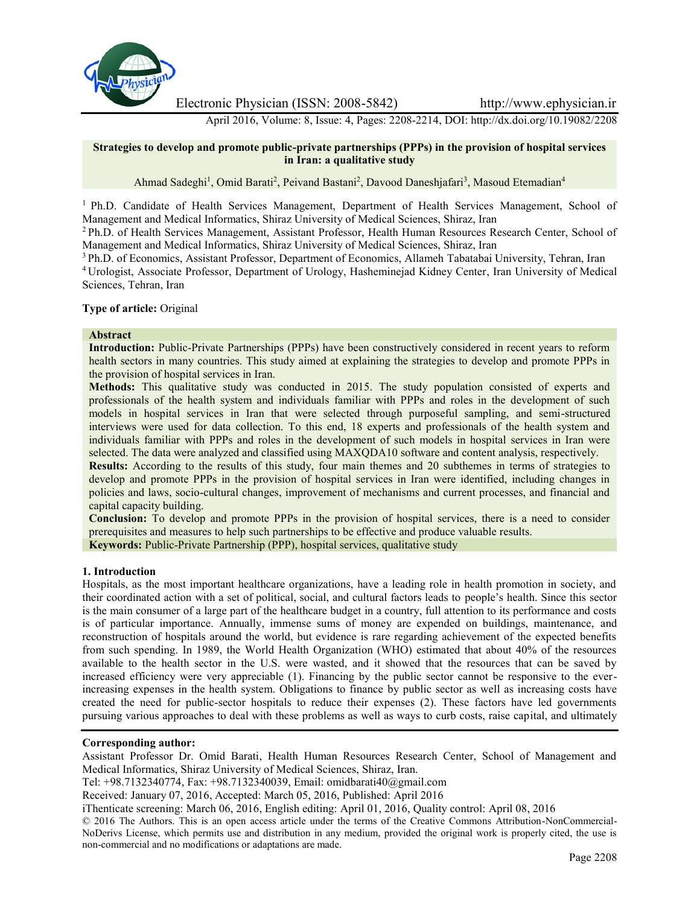# Strategies to develop and promote public-private partnerships (PPPs) in the provision of hospital services in Iran: a qualitative study

Ahmad Sadeghi[1], Omid Barati[2], Peivand Bastani[2], Davood Daneshjafari[3], Masoud Etemadian[4]

[1] Ph.D. Candidate of Health Services Management, Department of Health Services Management, School of Management and Medical Informatics, Shiraz University of Medical Sciences, Shiraz, Iran

[2] Ph.D. of Health Services Management, Assistant Professor, Health Human Resources Research Center, School of Management and Medical Informatics, Shiraz University of Medical Sciences, Shiraz, Iran

[3] Ph.D. of Economics, Assistant Professor, Department of Economics, Allameh Tabatabai University, Tehran, Iran

[4] Urologist, Associate Professor, Department of Urology, Hasheminejad Kidney Center, Iran University of Medical Sciences, Tehran, Iran

**Type of article:** Original

## Abstract

**Introduction:** Public-Private Partnerships (PPPs) have been constructively considered in recent years to reform health sectors in many countries. This study aimed at explaining the strategies to develop and promote PPPs in the provision of hospital services in Iran.

**Methods:** This qualitative study was conducted in 2015. The study population consisted of experts and professionals of the health system and individuals familiar with PPPs and roles in the development of such models in hospital services in Iran that were selected through purposeful sampling, and semi-structured interviews were used for data collection. To this end, 18 experts and professionals of the health system and individuals familiar with PPPs and roles in the development of such models in hospital services in Iran were selected. The data were analyzed and classified using MAXQDA10 software and content analysis, respectively.

**Results:** According to the results of this study, four main themes and 20 subthemes in terms of strategies to develop and promote PPPs in the provision of hospital services in Iran were identified, including changes in policies and laws, socio-cultural changes, improvement of mechanisms and current processes, and financial and capital capacity building.

**Conclusion:** To develop and promote PPPs in the provision of hospital services, there is a need to consider prerequisites and measures to help such partnerships to be effective and produce valuable results.

**Keywords:** Public-Private Partnership (PPP), hospital services, qualitative study

## 1. Introduction

Hospitals, as the most important healthcare organizations, have a leading role in health promotion in society, and their coordinated action with a set of political, social, and cultural factors leads to people's health. Since this sector is the main consumer of a large part of the healthcare budget in a country, full attention to its performance and costs is of particular importance. Annually, immense sums of money are expended on buildings, maintenance, and reconstruction of hospitals around the world, but evidence is rare regarding achievement of the expected benefits from such spending. In 1989, the World Health Organization (WHO) estimated that about 40% of the resources available to the health sector in the U.S. were wasted, and it showed that the resources that can be saved by increased efficiency were very appreciable (1). Financing by the public sector cannot be responsive to the ever-increasing expenses in the health system. Obligations to finance by public sector as well as increasing costs have created the need for public-sector hospitals to reduce their expenses (2). These factors have led governments pursuing various approaches to deal with these problems as well as ways to curb costs, raise capital, and ultimately

**Corresponding author:**

Assistant Professor Dr. Omid Barati, Health Human Resources Research Center, School of Management and Medical Informatics, Shiraz University of Medical Sciences, Shiraz, Iran.

Tel: +98.7132340774, Fax: +98.7132340039, Email: omidbarati40@gmail.com

Received: January 07, 2016, Accepted: March 05, 2016, Published: April 2016

iThenticate screening: March 06, 2016, English editing: April 01, 2016, Quality control: April 08, 2016

© 2016 The Authors. This is an open access article under the terms of the Creative Commons Attribution-NonCommercial-NoDerivs License, which permits use and distribution in any medium, provided the original work is properly cited, the use is non-commercial and no modifications or adaptations are made.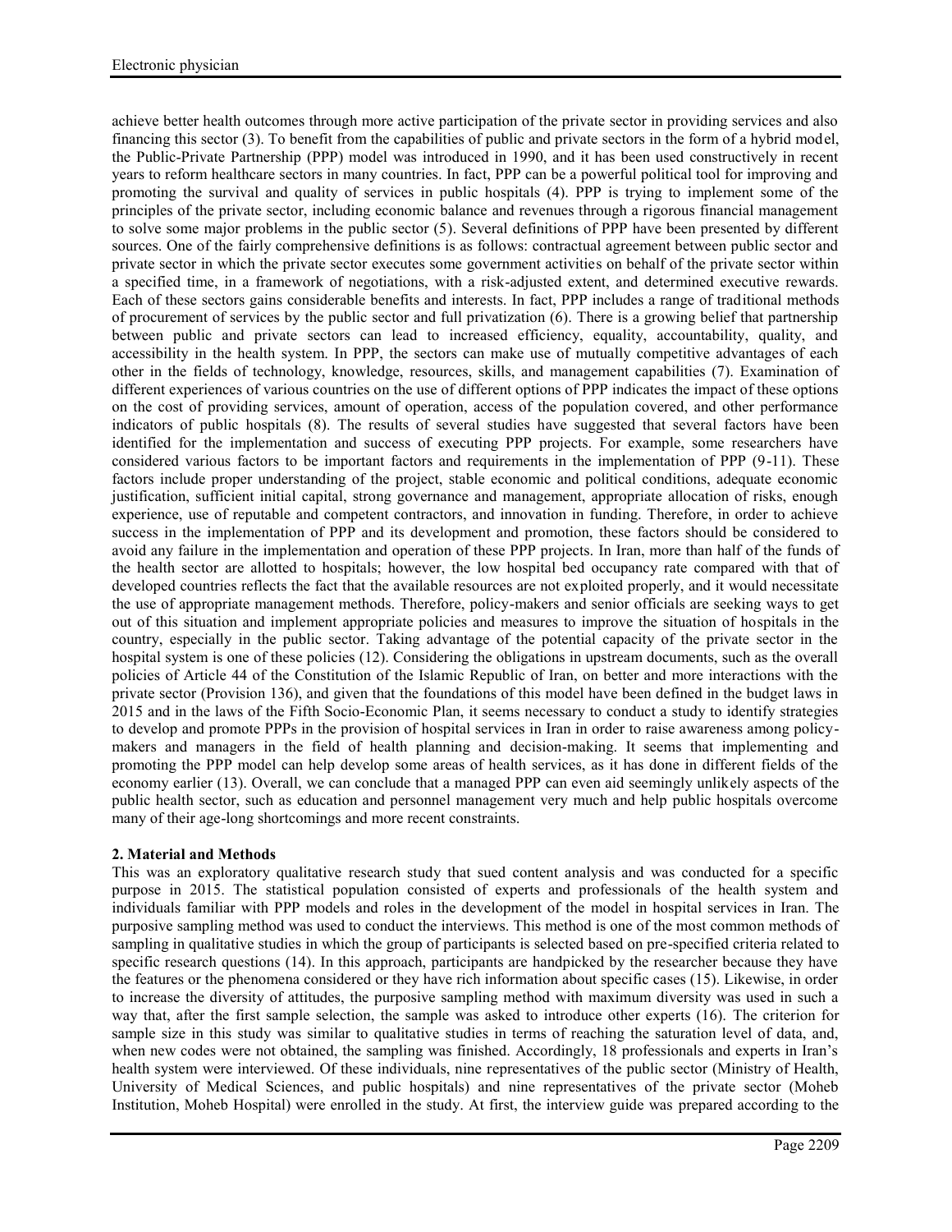achieve better health outcomes through more active participation of the private sector in providing services and also financing this sector (3). To benefit from the capabilities of public and private sectors in the form of a hybrid model, the Public-Private Partnership (PPP) model was introduced in 1990, and it has been used constructively in recent years to reform healthcare sectors in many countries. In fact, PPP can be a powerful political tool for improving and promoting the survival and quality of services in public hospitals (4). PPP is trying to implement some of the principles of the private sector, including economic balance and revenues through a rigorous financial management to solve some major problems in the public sector (5). Several definitions of PPP have been presented by different sources. One of the fairly comprehensive definitions is as follows: contractual agreement between public sector and private sector in which the private sector executes some government activities on behalf of the private sector within a specified time, in a framework of negotiations, with a risk-adjusted extent, and determined executive rewards. Each of these sectors gains considerable benefits and interests. In fact, PPP includes a range of traditional methods of procurement of services by the public sector and full privatization (6). There is a growing belief that partnership between public and private sectors can lead to increased efficiency, equality, accountability, quality, and accessibility in the health system. In PPP, the sectors can make use of mutually competitive advantages of each other in the fields of technology, knowledge, resources, skills, and management capabilities (7). Examination of different experiences of various countries on the use of different options of PPP indicates the impact of these options on the cost of providing services, amount of operation, access of the population covered, and other performance indicators of public hospitals (8). The results of several studies have suggested that several factors have been identified for the implementation and success of executing PPP projects. For example, some researchers have considered various factors to be important factors and requirements in the implementation of PPP (9-11). These factors include proper understanding of the project, stable economic and political conditions, adequate economic justification, sufficient initial capital, strong governance and management, appropriate allocation of risks, enough experience, use of reputable and competent contractors, and innovation in funding. Therefore, in order to achieve success in the implementation of PPP and its development and promotion, these factors should be considered to avoid any failure in the implementation and operation of these PPP projects. In Iran, more than half of the funds of the health sector are allotted to hospitals; however, the low hospital bed occupancy rate compared with that of developed countries reflects the fact that the available resources are not exploited properly, and it would necessitate the use of appropriate management methods. Therefore, policy-makers and senior officials are seeking ways to get out of this situation and implement appropriate policies and measures to improve the situation of hospitals in the country, especially in the public sector. Taking advantage of the potential capacity of the private sector in the hospital system is one of these policies (12). Considering the obligations in upstream documents, such as the overall policies of Article 44 of the Constitution of the Islamic Republic of Iran, on better and more interactions with the private sector (Provision 136), and given that the foundations of this model have been defined in the budget laws in 2015 and in the laws of the Fifth Socio-Economic Plan, it seems necessary to conduct a study to identify strategies to develop and promote PPPs in the provision of hospital services in Iran in order to raise awareness among policy-makers and managers in the field of health planning and decision-making. It seems that implementing and promoting the PPP model can help develop some areas of health services, as it has done in different fields of the economy earlier (13). Overall, we can conclude that a managed PPP can even aid seemingly unlikely aspects of the public health sector, such as education and personnel management very much and help public hospitals overcome many of their age-long shortcomings and more recent constraints.

## 2. Material and Methods

This was an exploratory qualitative research study that sued content analysis and was conducted for a specific purpose in 2015. The statistical population consisted of experts and professionals of the health system and individuals familiar with PPP models and roles in the development of the model in hospital services in Iran. The purposive sampling method was used to conduct the interviews. This method is one of the most common methods of sampling in qualitative studies in which the group of participants is selected based on pre-specified criteria related to specific research questions (14). In this approach, participants are handpicked by the researcher because they have the features or the phenomena considered or they have rich information about specific cases (15). Likewise, in order to increase the diversity of attitudes, the purposive sampling method with maximum diversity was used in such a way that, after the first sample selection, the sample was asked to introduce other experts (16). The criterion for sample size in this study was similar to qualitative studies in terms of reaching the saturation level of data, and, when new codes were not obtained, the sampling was finished. Accordingly, 18 professionals and experts in Iran's health system were interviewed. Of these individuals, nine representatives of the public sector (Ministry of Health, University of Medical Sciences, and public hospitals) and nine representatives of the private sector (Moheb Institution, Moheb Hospital) were enrolled in the study. At first, the interview guide was prepared according to the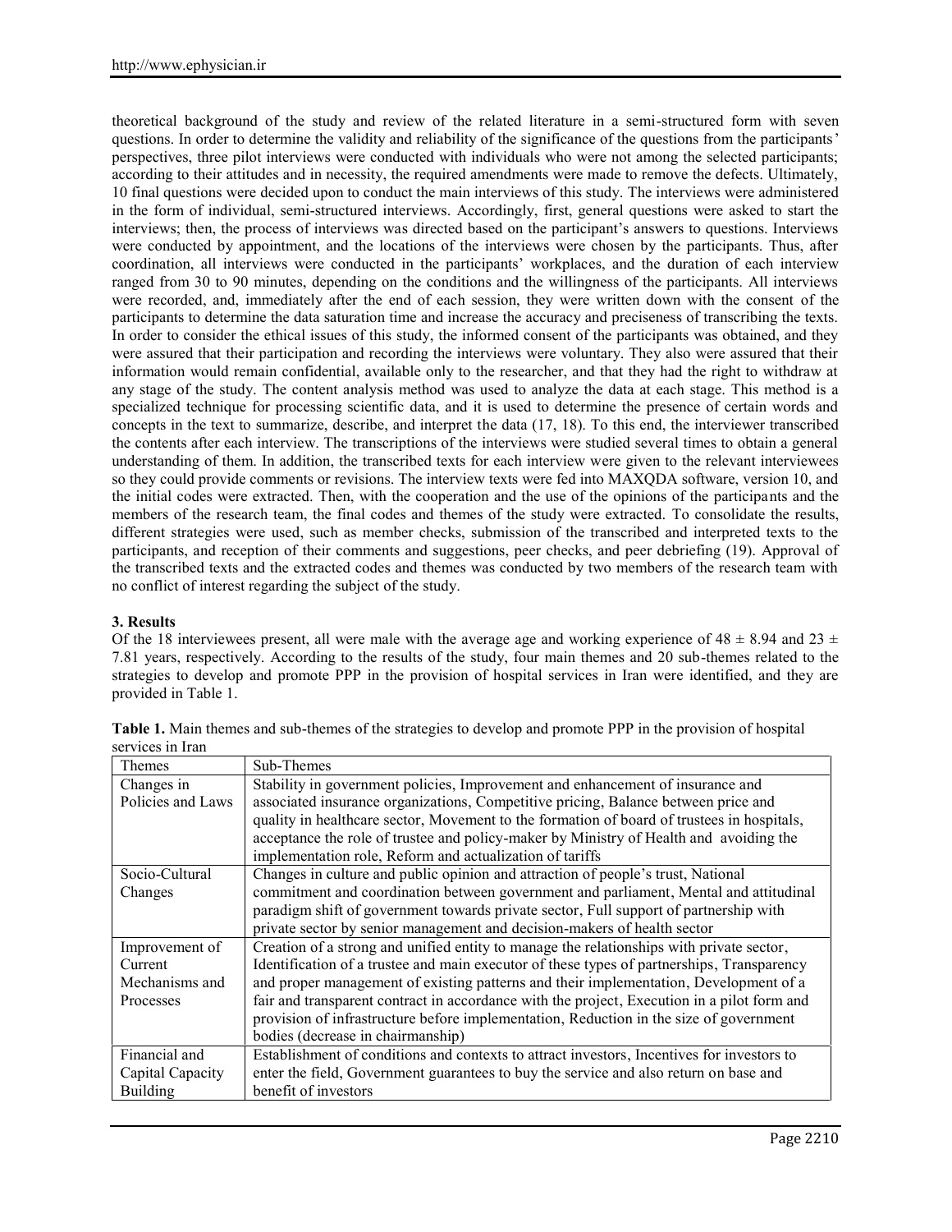theoretical background of the study and review of the related literature in a semi-structured form with seven questions. In order to determine the validity and reliability of the significance of the questions from the participants' perspectives, three pilot interviews were conducted with individuals who were not among the selected participants; according to their attitudes and in necessity, the required amendments were made to remove the defects. Ultimately, 10 final questions were decided upon to conduct the main interviews of this study. The interviews were administered in the form of individual, semi-structured interviews. Accordingly, first, general questions were asked to start the interviews; then, the process of interviews was directed based on the participant's answers to questions. Interviews were conducted by appointment, and the locations of the interviews were chosen by the participants. Thus, after coordination, all interviews were conducted in the participants' workplaces, and the duration of each interview ranged from 30 to 90 minutes, depending on the conditions and the willingness of the participants. All interviews were recorded, and, immediately after the end of each session, they were written down with the consent of the participants to determine the data saturation time and increase the accuracy and preciseness of transcribing the texts. In order to consider the ethical issues of this study, the informed consent of the participants was obtained, and they were assured that their participation and recording the interviews were voluntary. They also were assured that their information would remain confidential, available only to the researcher, and that they had the right to withdraw at any stage of the study. The content analysis method was used to analyze the data at each stage. This method is a specialized technique for processing scientific data, and it is used to determine the presence of certain words and concepts in the text to summarize, describe, and interpret the data (17, 18). To this end, the interviewer transcribed the contents after each interview. The transcriptions of the interviews were studied several times to obtain a general understanding of them. In addition, the transcribed texts for each interview were given to the relevant interviewees so they could provide comments or revisions. The interview texts were fed into MAXQDA software, version 10, and the initial codes were extracted. Then, with the cooperation and the use of the opinions of the participants and the members of the research team, the final codes and themes of the study were extracted. To consolidate the results, different strategies were used, such as member checks, submission of the transcribed and interpreted texts to the participants, and reception of their comments and suggestions, peer checks, and peer debriefing (19). Approval of the transcribed texts and the extracted codes and themes was conducted by two members of the research team with no conflict of interest regarding the subject of the study.

## 3. Results

Of the 18 interviewees present, all were male with the average age and working experience of $48 \pm 8.94$ and $23 \pm 7.81$ years, respectively. According to the results of the study, four main themes and 20 sub-themes related to the strategies to develop and promote PPP in the provision of hospital services in Iran were identified, and they are provided in Table 1.

**Table 1.** Main themes and sub-themes of the strategies to develop and promote PPP in the provision of hospital services in Iran

| Themes | Sub-Themes |
|---|---|
| Changes in Policies and Laws | Stability in government policies, Improvement and enhancement of insurance and associated insurance organizations, Competitive pricing, Balance between price and quality in healthcare sector, Movement to the formation of board of trustees in hospitals, acceptance the role of trustee and policy-maker by Ministry of Health and avoiding the implementation role, Reform and actualization of tariffs |
| Socio-Cultural Changes | Changes in culture and public opinion and attraction of people's trust, National commitment and coordination between government and parliament, Mental and attitudinal paradigm shift of government towards private sector, Full support of partnership with private sector by senior management and decision-makers of health sector |
| Improvement of Current Mechanisms and Processes | Creation of a strong and unified entity to manage the relationships with private sector, Identification of a trustee and main executor of these types of partnerships, Transparency and proper management of existing patterns and their implementation, Development of a fair and transparent contract in accordance with the project, Execution in a pilot form and provision of infrastructure before implementation, Reduction in the size of government bodies (decrease in chairmanship) |
| Financial and Capital Capacity Building | Establishment of conditions and contexts to attract investors, Incentives for investors to enter the field, Government guarantees to buy the service and also return on base and benefit of investors |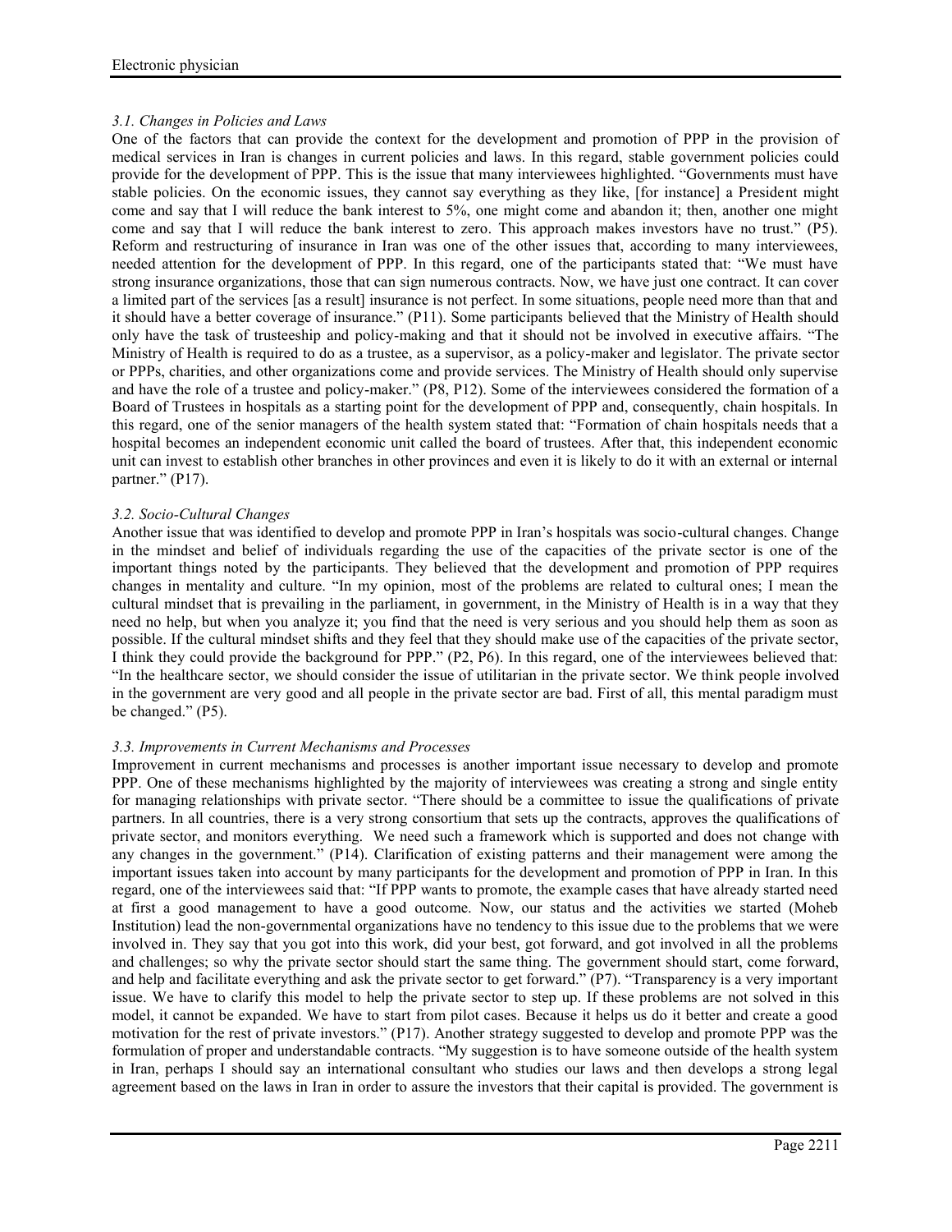### 3.1. Changes in Policies and Laws

One of the factors that can provide the context for the development and promotion of PPP in the provision of medical services in Iran is changes in current policies and laws. In this regard, stable government policies could provide for the development of PPP. This is the issue that many interviewees highlighted. "Governments must have stable policies. On the economic issues, they cannot say everything as they like, [for instance] a President might come and say that I will reduce the bank interest to 5%, one might come and abandon it; then, another one might come and say that I will reduce the bank interest to zero. This approach makes investors have no trust." (P5). Reform and restructuring of insurance in Iran was one of the other issues that, according to many interviewees, needed attention for the development of PPP. In this regard, one of the participants stated that: "We must have strong insurance organizations, those that can sign numerous contracts. Now, we have just one contract. It can cover a limited part of the services [as a result] insurance is not perfect. In some situations, people need more than that and it should have a better coverage of insurance." (P11). Some participants believed that the Ministry of Health should only have the task of trusteeship and policy-making and that it should not be involved in executive affairs. "The Ministry of Health is required to do as a trustee, as a supervisor, as a policy-maker and legislator. The private sector or PPPs, charities, and other organizations come and provide services. The Ministry of Health should only supervise and have the role of a trustee and policy-maker." (P8, P12). Some of the interviewees considered the formation of a Board of Trustees in hospitals as a starting point for the development of PPP and, consequently, chain hospitals. In this regard, one of the senior managers of the health system stated that: "Formation of chain hospitals needs that a hospital becomes an independent economic unit called the board of trustees. After that, this independent economic unit can invest to establish other branches in other provinces and even it is likely to do it with an external or internal partner." (P17).

### 3.2. Socio-Cultural Changes

Another issue that was identified to develop and promote PPP in Iran's hospitals was socio-cultural changes. Change in the mindset and belief of individuals regarding the use of the capacities of the private sector is one of the important things noted by the participants. They believed that the development and promotion of PPP requires changes in mentality and culture. "In my opinion, most of the problems are related to cultural ones; I mean the cultural mindset that is prevailing in the parliament, in government, in the Ministry of Health is in a way that they need no help, but when you analyze it; you find that the need is very serious and you should help them as soon as possible. If the cultural mindset shifts and they feel that they should make use of the capacities of the private sector, I think they could provide the background for PPP." (P2, P6). In this regard, one of the interviewees believed that: "In the healthcare sector, we should consider the issue of utilitarian in the private sector. We think people involved in the government are very good and all people in the private sector are bad. First of all, this mental paradigm must be changed." (P5).

### 3.3. Improvements in Current Mechanisms and Processes

Improvement in current mechanisms and processes is another important issue necessary to develop and promote PPP. One of these mechanisms highlighted by the majority of interviewees was creating a strong and single entity for managing relationships with private sector. "There should be a committee to issue the qualifications of private partners. In all countries, there is a very strong consortium that sets up the contracts, approves the qualifications of private sector, and monitors everything. We need such a framework which is supported and does not change with any changes in the government." (P14). Clarification of existing patterns and their management were among the important issues taken into account by many participants for the development and promotion of PPP in Iran. In this regard, one of the interviewees said that: "If PPP wants to promote, the example cases that have already started need at first a good management to have a good outcome. Now, our status and the activities we started (Moheb Institution) lead the non-governmental organizations have no tendency to this issue due to the problems that we were involved in. They say that you got into this work, did your best, got forward, and got involved in all the problems and challenges; so why the private sector should start the same thing. The government should start, come forward, and help and facilitate everything and ask the private sector to get forward." (P7). "Transparency is a very important issue. We have to clarify this model to help the private sector to step up. If these problems are not solved in this model, it cannot be expanded. We have to start from pilot cases. Because it helps us do it better and create a good motivation for the rest of private investors." (P17). Another strategy suggested to develop and promote PPP was the formulation of proper and understandable contracts. "My suggestion is to have someone outside of the health system in Iran, perhaps I should say an international consultant who studies our laws and then develops a strong legal agreement based on the laws in Iran in order to assure the investors that their capital is provided. The government is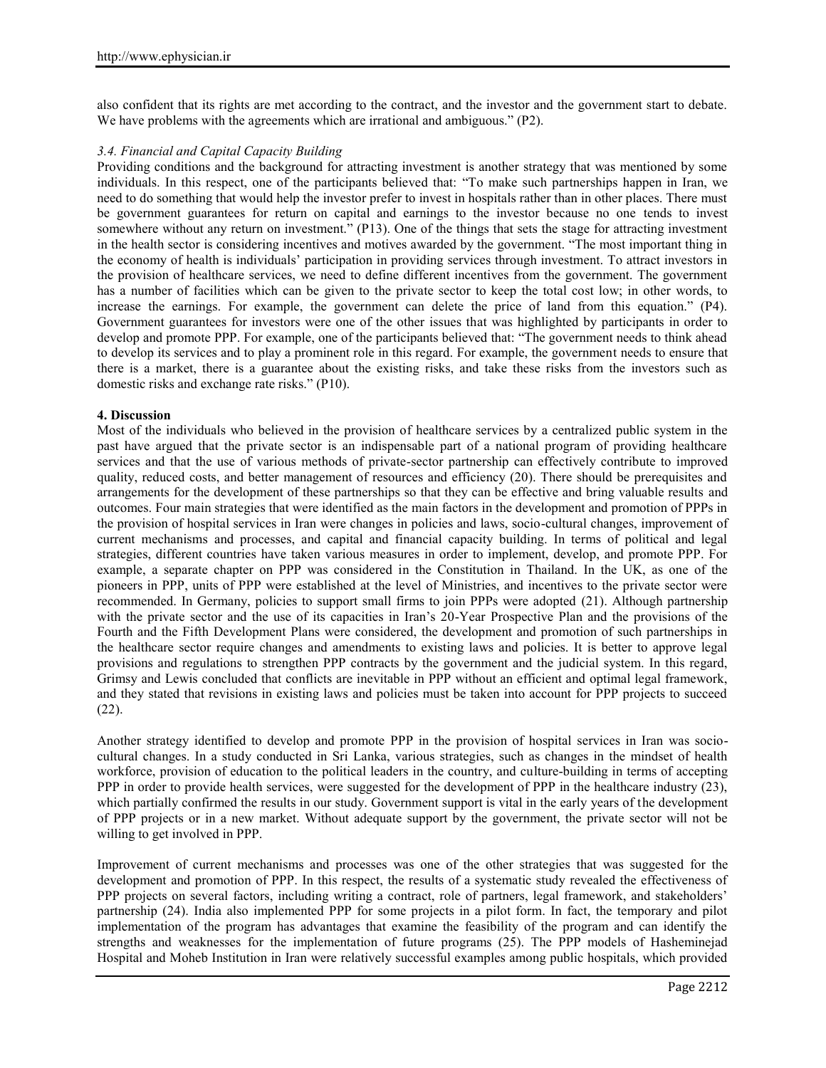also confident that its rights are met according to the contract, and the investor and the government start to debate. We have problems with the agreements which are irrational and ambiguous." (P2).

### *3.4. Financial and Capital Capacity Building*

Providing conditions and the background for attracting investment is another strategy that was mentioned by some individuals. In this respect, one of the participants believed that: "To make such partnerships happen in Iran, we need to do something that would help the investor prefer to invest in hospitals rather than in other places. There must be government guarantees for return on capital and earnings to the investor because no one tends to invest somewhere without any return on investment." (P13). One of the things that sets the stage for attracting investment in the health sector is considering incentives and motives awarded by the government. "The most important thing in the economy of health is individuals' participation in providing services through investment. To attract investors in the provision of healthcare services, we need to define different incentives from the government. The government has a number of facilities which can be given to the private sector to keep the total cost low; in other words, to increase the earnings. For example, the government can delete the price of land from this equation." (P4). Government guarantees for investors were one of the other issues that was highlighted by participants in order to develop and promote PPP. For example, one of the participants believed that: "The government needs to think ahead to develop its services and to play a prominent role in this regard. For example, the government needs to ensure that there is a market, there is a guarantee about the existing risks, and take these risks from the investors such as domestic risks and exchange rate risks." (P10).

## 4. Discussion

Most of the individuals who believed in the provision of healthcare services by a centralized public system in the past have argued that the private sector is an indispensable part of a national program of providing healthcare services and that the use of various methods of private-sector partnership can effectively contribute to improved quality, reduced costs, and better management of resources and efficiency (20). There should be prerequisites and arrangements for the development of these partnerships so that they can be effective and bring valuable results and outcomes. Four main strategies that were identified as the main factors in the development and promotion of PPPs in the provision of hospital services in Iran were changes in policies and laws, socio-cultural changes, improvement of current mechanisms and processes, and capital and financial capacity building. In terms of political and legal strategies, different countries have taken various measures in order to implement, develop, and promote PPP. For example, a separate chapter on PPP was considered in the Constitution in Thailand. In the UK, as one of the pioneers in PPP, units of PPP were established at the level of Ministries, and incentives to the private sector were recommended. In Germany, policies to support small firms to join PPPs were adopted (21). Although partnership with the private sector and the use of its capacities in Iran's 20-Year Prospective Plan and the provisions of the Fourth and the Fifth Development Plans were considered, the development and promotion of such partnerships in the healthcare sector require changes and amendments to existing laws and policies. It is better to approve legal provisions and regulations to strengthen PPP contracts by the government and the judicial system. In this regard, Grimsy and Lewis concluded that conflicts are inevitable in PPP without an efficient and optimal legal framework, and they stated that revisions in existing laws and policies must be taken into account for PPP projects to succeed (22).

Another strategy identified to develop and promote PPP in the provision of hospital services in Iran was socio-cultural changes. In a study conducted in Sri Lanka, various strategies, such as changes in the mindset of health workforce, provision of education to the political leaders in the country, and culture-building in terms of accepting PPP in order to provide health services, were suggested for the development of PPP in the healthcare industry (23), which partially confirmed the results in our study. Government support is vital in the early years of the development of PPP projects or in a new market. Without adequate support by the government, the private sector will not be willing to get involved in PPP.

Improvement of current mechanisms and processes was one of the other strategies that was suggested for the development and promotion of PPP. In this respect, the results of a systematic study revealed the effectiveness of PPP projects on several factors, including writing a contract, role of partners, legal framework, and stakeholders' partnership (24). India also implemented PPP for some projects in a pilot form. In fact, the temporary and pilot implementation of the program has advantages that examine the feasibility of the program and can identify the strengths and weaknesses for the implementation of future programs (25). The PPP models of Hasheminejad Hospital and Moheb Institution in Iran were relatively successful examples among public hospitals, which provided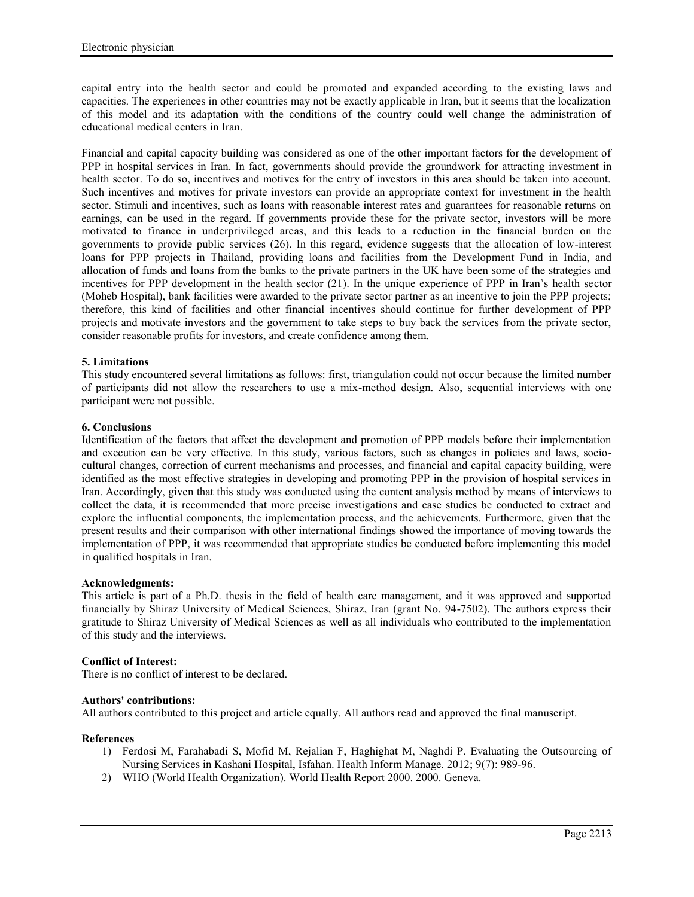capital entry into the health sector and could be promoted and expanded according to the existing laws and capacities. The experiences in other countries may not be exactly applicable in Iran, but it seems that the localization of this model and its adaptation with the conditions of the country could well change the administration of educational medical centers in Iran.

Financial and capital capacity building was considered as one of the other important factors for the development of PPP in hospital services in Iran. In fact, governments should provide the groundwork for attracting investment in health sector. To do so, incentives and motives for the entry of investors in this area should be taken into account. Such incentives and motives for private investors can provide an appropriate context for investment in the health sector. Stimuli and incentives, such as loans with reasonable interest rates and guarantees for reasonable returns on earnings, can be used in the regard. If governments provide these for the private sector, investors will be more motivated to finance in underprivileged areas, and this leads to a reduction in the financial burden on the governments to provide public services (26). In this regard, evidence suggests that the allocation of low-interest loans for PPP projects in Thailand, providing loans and facilities from the Development Fund in India, and allocation of funds and loans from the banks to the private partners in the UK have been some of the strategies and incentives for PPP development in the health sector (21). In the unique experience of PPP in Iran's health sector (Moheb Hospital), bank facilities were awarded to the private sector partner as an incentive to join the PPP projects; therefore, this kind of facilities and other financial incentives should continue for further development of PPP projects and motivate investors and the government to take steps to buy back the services from the private sector, consider reasonable profits for investors, and create confidence among them.

## 5. Limitations

This study encountered several limitations as follows: first, triangulation could not occur because the limited number of participants did not allow the researchers to use a mix-method design. Also, sequential interviews with one participant were not possible.

## 6. Conclusions

Identification of the factors that affect the development and promotion of PPP models before their implementation and execution can be very effective. In this study, various factors, such as changes in policies and laws, socio-cultural changes, correction of current mechanisms and processes, and financial and capital capacity building, were identified as the most effective strategies in developing and promoting PPP in the provision of hospital services in Iran. Accordingly, given that this study was conducted using the content analysis method by means of interviews to collect the data, it is recommended that more precise investigations and case studies be conducted to extract and explore the influential components, the implementation process, and the achievements. Furthermore, given that the present results and their comparison with other international findings showed the importance of moving towards the implementation of PPP, it was recommended that appropriate studies be conducted before implementing this model in qualified hospitals in Iran.

**Acknowledgments:**

This article is part of a Ph.D. thesis in the field of health care management, and it was approved and supported financially by Shiraz University of Medical Sciences, Shiraz, Iran (grant No. 94-7502). The authors express their gratitude to Shiraz University of Medical Sciences as well as all individuals who contributed to the implementation of this study and the interviews.

**Conflict of Interest:**

There is no conflict of interest to be declared.

**Authors' contributions:**

All authors contributed to this project and article equally. All authors read and approved the final manuscript.

**References**

1) Ferdosi M, Farahabadi S, Mofid M, Rejalian F, Haghighat M, Naghdi P. Evaluating the Outsourcing of Nursing Services in Kashani Hospital, Isfahan. Health Inform Manage. 2012; 9(7): 989-96.
2) WHO (World Health Organization). World Health Report 2000. 2000. Geneva.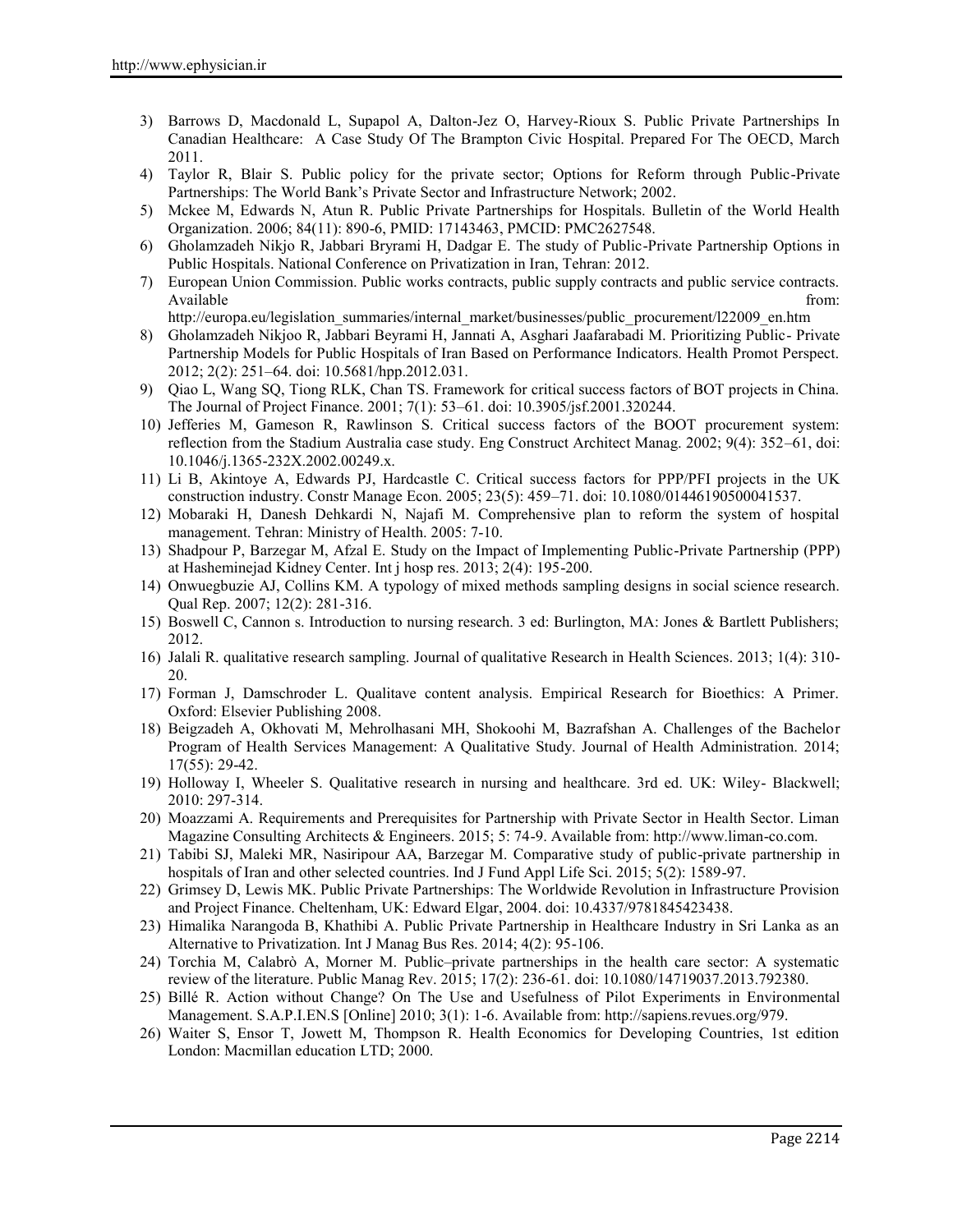3) Barrows D, Macdonald L, Supapol A, Dalton-Jez O, Harvey-Rioux S. Public Private Partnerships In Canadian Healthcare: A Case Study Of The Brampton Civic Hospital. Prepared For The OECD, March 2011.
4) Taylor R, Blair S. Public policy for the private sector; Options for Reform through Public-Private Partnerships: The World Bank's Private Sector and Infrastructure Network; 2002.
5) Mckee M, Edwards N, Atun R. Public Private Partnerships for Hospitals. Bulletin of the World Health Organization. 2006; 84(11): 890-6, PMID: 17143463, PMCID: PMC2627548.
6) Gholamzadeh Nikjo R, Jabbari Bryrami H, Dadgar E. The study of Public-Private Partnership Options in Public Hospitals. National Conference on Privatization in Iran, Tehran: 2012.
7) European Union Commission. Public works contracts, public supply contracts and public service contracts. Available from: http://europa.eu/legislation_summaries/internal_market/businesses/public_procurement/l22009_en.htm
8) Gholamzadeh Nikjoo R, Jabbari Beyrami H, Jannati A, Asghari Jaafarabadi M. Prioritizing Public- Private Partnership Models for Public Hospitals of Iran Based on Performance Indicators. Health Promot Perspect. 2012; 2(2): 251–64. doi: 10.5681/hpp.2012.031.
9) Qiao L, Wang SQ, Tiong RLK, Chan TS. Framework for critical success factors of BOT projects in China. The Journal of Project Finance. 2001; 7(1): 53–61. doi: 10.3905/jsf.2001.320244.
10) Jefferies M, Gameson R, Rawlinson S. Critical success factors of the BOOT procurement system: reflection from the Stadium Australia case study. Eng Construct Architect Manag. 2002; 9(4): 352–61, doi: 10.1046/j.1365-232X.2002.00249.x.
11) Li B, Akintoye A, Edwards PJ, Hardcastle C. Critical success factors for PPP/PFI projects in the UK construction industry. Constr Manage Econ. 2005; 23(5): 459–71. doi: 10.1080/01446190500041537.
12) Mobaraki H, Danesh Dehkardi N, Najafi M. Comprehensive plan to reform the system of hospital management. Tehran: Ministry of Health. 2005: 7-10.
13) Shadpour P, Barzegar M, Afzal E. Study on the Impact of Implementing Public-Private Partnership (PPP) at Hasheminejad Kidney Center. Int j hosp res. 2013; 2(4): 195-200.
14) Onwuegbuzie AJ, Collins KM. A typology of mixed methods sampling designs in social science research. Qual Rep. 2007; 12(2): 281-316.
15) Boswell C, Cannon s. Introduction to nursing research. 3 ed: Burlington, MA: Jones & Bartlett Publishers; 2012.
16) Jalali R. qualitative research sampling. Journal of qualitative Research in Health Sciences. 2013; 1(4): 310-20.
17) Forman J, Damschroder L. Qualitave content analysis. Empirical Research for Bioethics: A Primer. Oxford: Elsevier Publishing 2008.
18) Beigzadeh A, Okhovati M, Mehrolhasani MH, Shokoohi M, Bazrafshan A. Challenges of the Bachelor Program of Health Services Management: A Qualitative Study. Journal of Health Administration. 2014; 17(55): 29-42.
19) Holloway I, Wheeler S. Qualitative research in nursing and healthcare. 3rd ed. UK: Wiley- Blackwell; 2010: 297-314.
20) Moazzami A. Requirements and Prerequisites for Partnership with Private Sector in Health Sector. Liman Magazine Consulting Architects & Engineers. 2015; 5: 74-9. Available from: http://www.liman-co.com.
21) Tabibi SJ, Maleki MR, Nasiripour AA, Barzegar M. Comparative study of public-private partnership in hospitals of Iran and other selected countries. Ind J Fund Appl Life Sci. 2015; 5(2): 1589-97.
22) Grimsey D, Lewis MK. Public Private Partnerships: The Worldwide Revolution in Infrastructure Provision and Project Finance. Cheltenham, UK: Edward Elgar, 2004. doi: 10.4337/9781845423438.
23) Himalika Narangoda B, Khathibi A. Public Private Partnership in Healthcare Industry in Sri Lanka as an Alternative to Privatization. Int J Manag Bus Res. 2014; 4(2): 95-106.
24) Torchia M, Calabrò A, Morner M. Public–private partnerships in the health care sector: A systematic review of the literature. Public Manag Rev. 2015; 17(2): 236-61. doi: 10.1080/14719037.2013.792380.
25) Billé R. Action without Change? On The Use and Usefulness of Pilot Experiments in Environmental Management. S.A.P.I.EN.S [Online] 2010; 3(1): 1-6. Available from: http://sapiens.revues.org/979.
26) Waiter S, Ensor T, Jowett M, Thompson R. Health Economics for Developing Countries, 1st edition London: Macmillan education LTD; 2000.